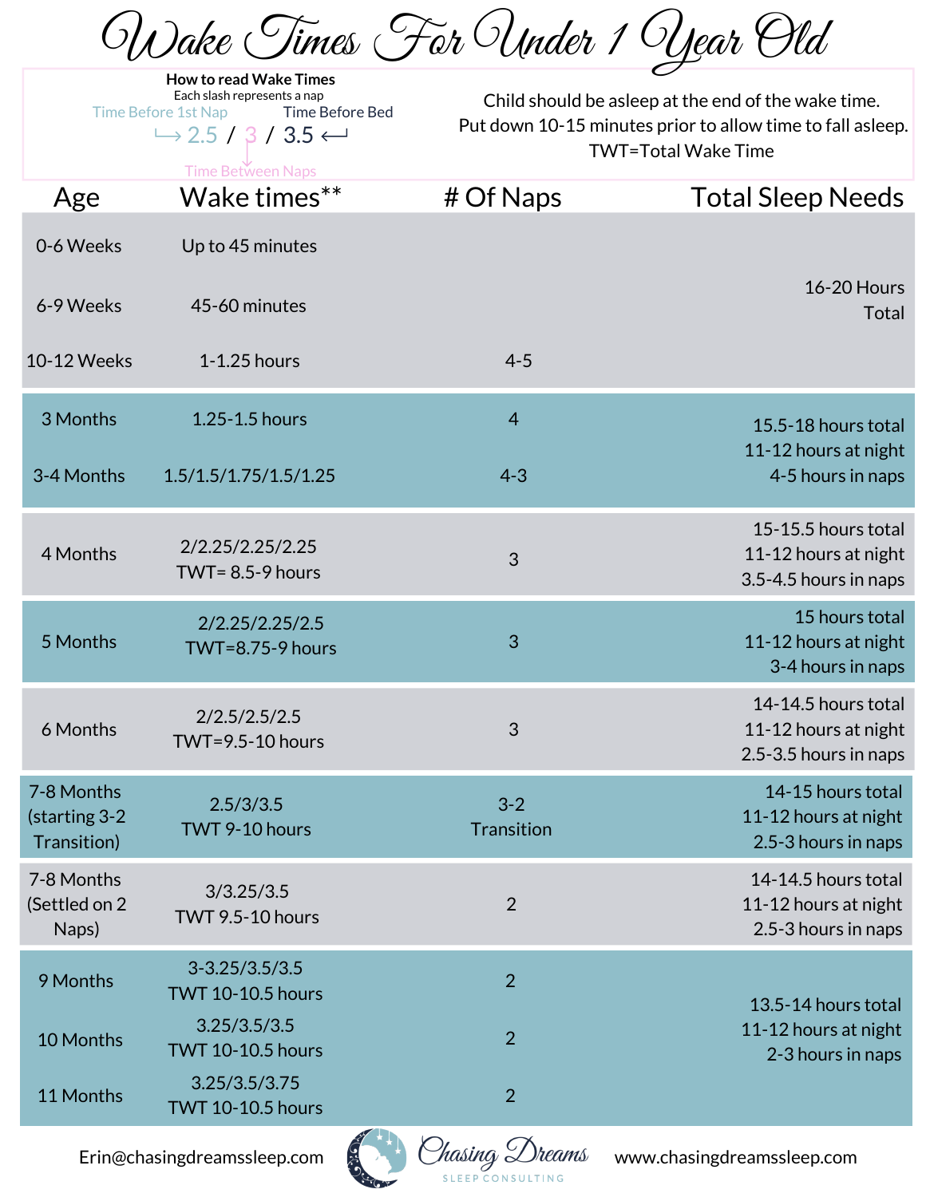# Wake Times For Under 1 Year Old

**How to read Wake Times**
Each slash represents a nap

Time Before 1st Nap → 2.5 / 3 / 3.5 ← Time Before Bed
(middle value: Time Between Naps)

Child should be asleep at the end of the wake time.
Put down 10-15 minutes prior to allow time to fall asleep.
TWT=Total Wake Time

| Age | Wake times** | # Of Naps | Total Sleep Needs |
|---|---|---|---|
| 0-6 Weeks | Up to 45 minutes | | 16-20 Hours Total |
| 6-9 Weeks | 45-60 minutes | | |
| 10-12 Weeks | 1-1.25 hours | 4-5 | |
| 3 Months | 1.25-1.5 hours | 4 | 15.5-18 hours total<br>11-12 hours at night<br>4-5 hours in naps |
| 3-4 Months | 1.5/1.5/1.75/1.5/1.25 | 4-3 | |
| 4 Months | 2/2.25/2.25/2.25<br>TWT= 8.5-9 hours | 3 | 15-15.5 hours total<br>11-12 hours at night<br>3.5-4.5 hours in naps |
| 5 Months | 2/2.25/2.25/2.5<br>TWT=8.75-9 hours | 3 | 15 hours total<br>11-12 hours at night<br>3-4 hours in naps |
| 6 Months | 2/2.5/2.5/2.5<br>TWT=9.5-10 hours | 3 | 14-14.5 hours total<br>11-12 hours at night<br>2.5-3.5 hours in naps |
| 7-8 Months (starting 3-2 Transition) | 2.5/3/3.5<br>TWT 9-10 hours | 3-2 Transition | 14-15 hours total<br>11-12 hours at night<br>2.5-3 hours in naps |
| 7-8 Months (Settled on 2 Naps) | 3/3.25/3.5<br>TWT 9.5-10 hours | 2 | 14-14.5 hours total<br>11-12 hours at night<br>2.5-3 hours in naps |
| 9 Months | 3-3.25/3.5/3.5<br>TWT 10-10.5 hours | 2 | 13.5-14 hours total<br>11-12 hours at night<br>2-3 hours in naps |
| 10 Months | 3.25/3.5/3.5<br>TWT 10-10.5 hours | 2 | |
| 11 Months | 3.25/3.5/3.75<br>TWT 10-10.5 hours | 2 | |

Erin@chasingdreamssleep.com Chasing Dreams SLEEP CONSULTING www.chasingdreamssleep.com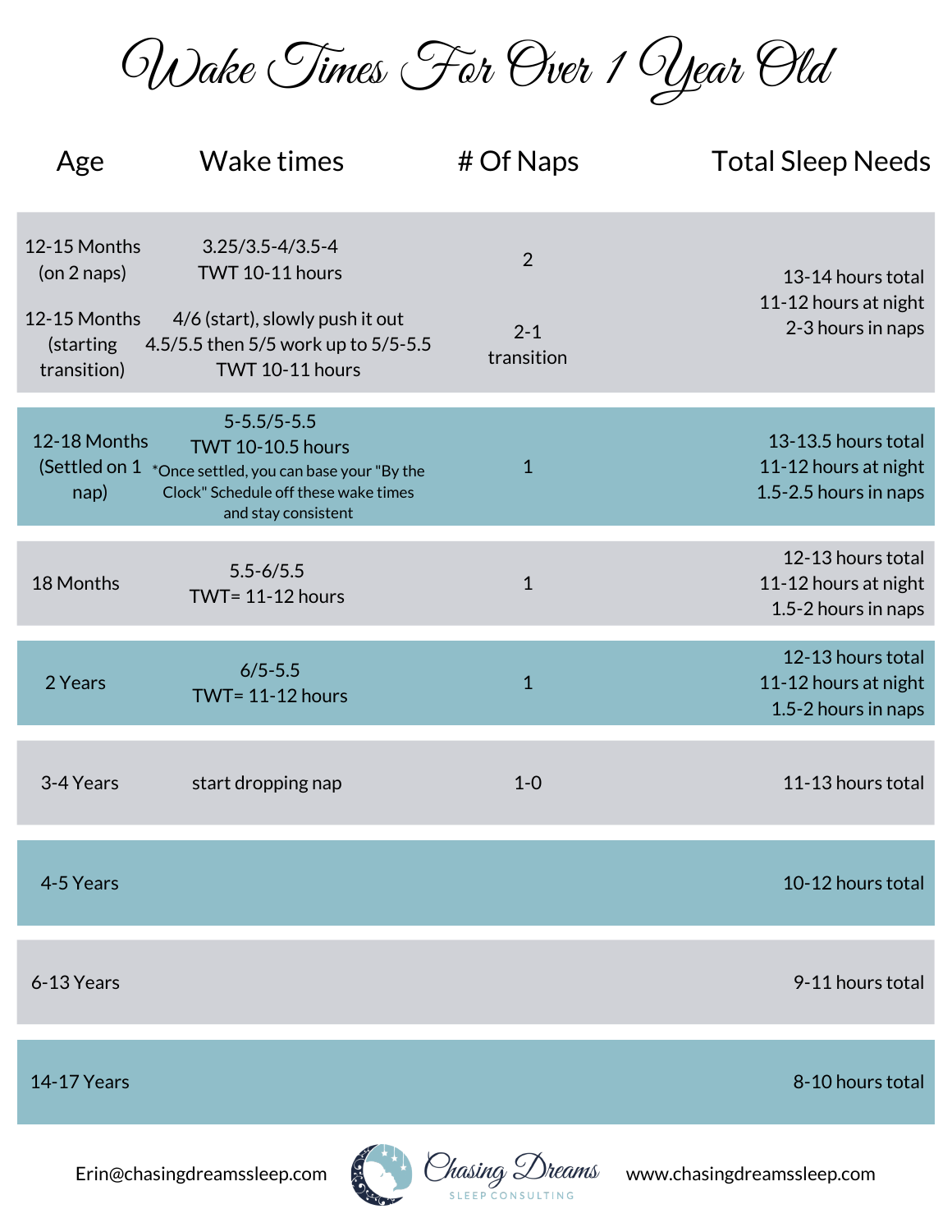# Wake Times For Over 1 Year Old

| Age | Wake times | # Of Naps | Total Sleep Needs |
|---|---|---|---|
| 12-15 Months (on 2 naps) | 3.25/3.5-4/3.5-4<br>TWT 10-11 hours | 2 | 13-14 hours total<br>11-12 hours at night<br>2-3 hours in naps |
| 12-15 Months (starting transition) | 4/6 (start), slowly push it out<br>4.5/5.5 then 5/5 work up to 5/5-5.5<br>TWT 10-11 hours | 2-1 transition | |
| 12-18 Months (Settled on 1 nap) | 5-5.5/5-5.5<br>TWT 10-10.5 hours<br>*Once settled, you can base your "By the Clock" Schedule off these wake times and stay consistent | 1 | 13-13.5 hours total<br>11-12 hours at night<br>1.5-2.5 hours in naps |
| 18 Months | 5.5-6/5.5<br>TWT= 11-12 hours | 1 | 12-13 hours total<br>11-12 hours at night<br>1.5-2 hours in naps |
| 2 Years | 6/5-5.5<br>TWT= 11-12 hours | 1 | 12-13 hours total<br>11-12 hours at night<br>1.5-2 hours in naps |
| 3-4 Years | start dropping nap | 1-0 | 11-13 hours total |
| 4-5 Years | | | 10-12 hours total |
| 6-13 Years | | | 9-11 hours total |
| 14-17 Years | | | 8-10 hours total |

Erin@chasingdreamssleep.com

Chasing Dreams
SLEEP CONSULTING

www.chasingdreamssleep.com